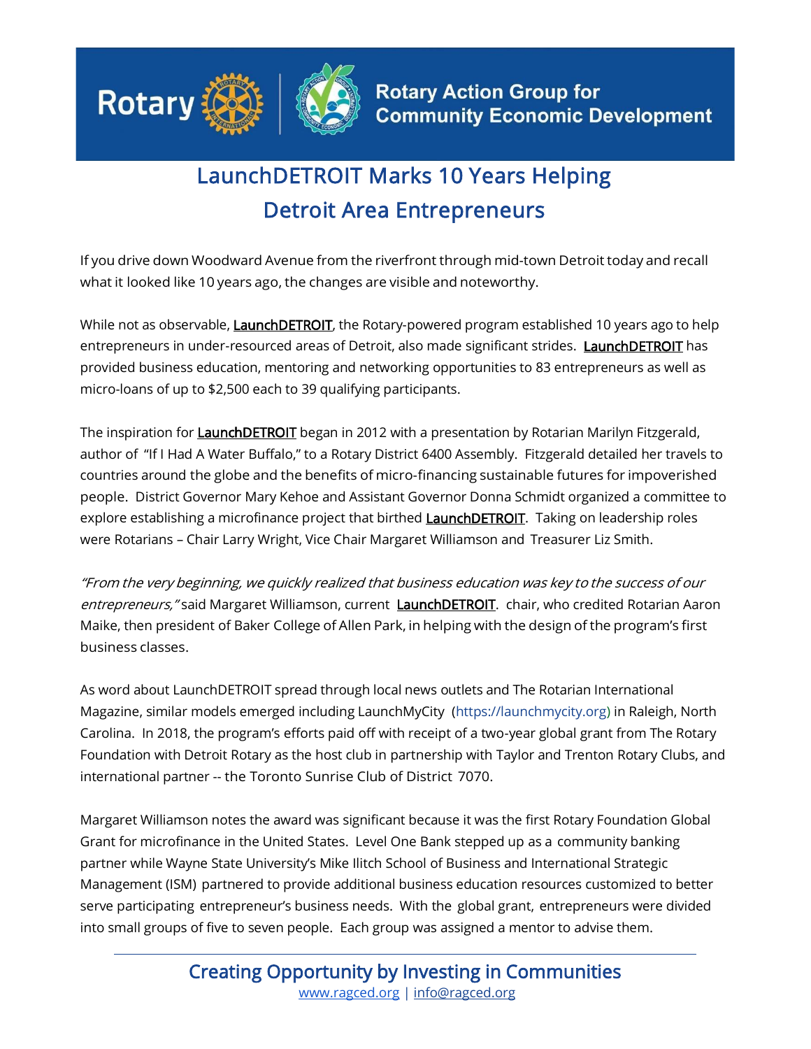Rotary | Rotary Action Group for Community Economic Development

# LaunchDETROIT Marks 10 Years Helping Detroit Area Entrepreneurs

If you drive down Woodward Avenue from the riverfront through mid-town Detroit today and recall what it looked like 10 years ago, the changes are visible and noteworthy.

While not as observable, LaunchDETROIT, the Rotary-powered program established 10 years ago to help entrepreneurs in under-resourced areas of Detroit, also made significant strides. LaunchDETROIT has provided business education, mentoring and networking opportunities to 83 entrepreneurs as well as micro-loans of up to $2,500 each to 39 qualifying participants.

The inspiration for LaunchDETROIT began in 2012 with a presentation by Rotarian Marilyn Fitzgerald, author of "If I Had A Water Buffalo," to a Rotary District 6400 Assembly. Fitzgerald detailed her travels to countries around the globe and the benefits of micro-financing sustainable futures for impoverished people. District Governor Mary Kehoe and Assistant Governor Donna Schmidt organized a committee to explore establishing a microfinance project that birthed LaunchDETROIT. Taking on leadership roles were Rotarians – Chair Larry Wright, Vice Chair Margaret Williamson and Treasurer Liz Smith.

*"From the very beginning, we quickly realized that business education was key to the success of our entrepreneurs,"* said Margaret Williamson, current LaunchDETROIT. chair, who credited Rotarian Aaron Maike, then president of Baker College of Allen Park, in helping with the design of the program's first business classes.

As word about LaunchDETROIT spread through local news outlets and The Rotarian International Magazine, similar models emerged including LaunchMyCity (https://launchmycity.org) in Raleigh, North Carolina. In 2018, the program's efforts paid off with receipt of a two-year global grant from The Rotary Foundation with Detroit Rotary as the host club in partnership with Taylor and Trenton Rotary Clubs, and international partner -- the Toronto Sunrise Club of District 7070.

Margaret Williamson notes the award was significant because it was the first Rotary Foundation Global Grant for microfinance in the United States. Level One Bank stepped up as a community banking partner while Wayne State University's Mike Ilitch School of Business and International Strategic Management (ISM) partnered to provide additional business education resources customized to better serve participating entrepreneur's business needs. With the global grant, entrepreneurs were divided into small groups of five to seven people. Each group was assigned a mentor to advise them.

Creating Opportunity by Investing in Communities
www.ragced.org | info@ragced.org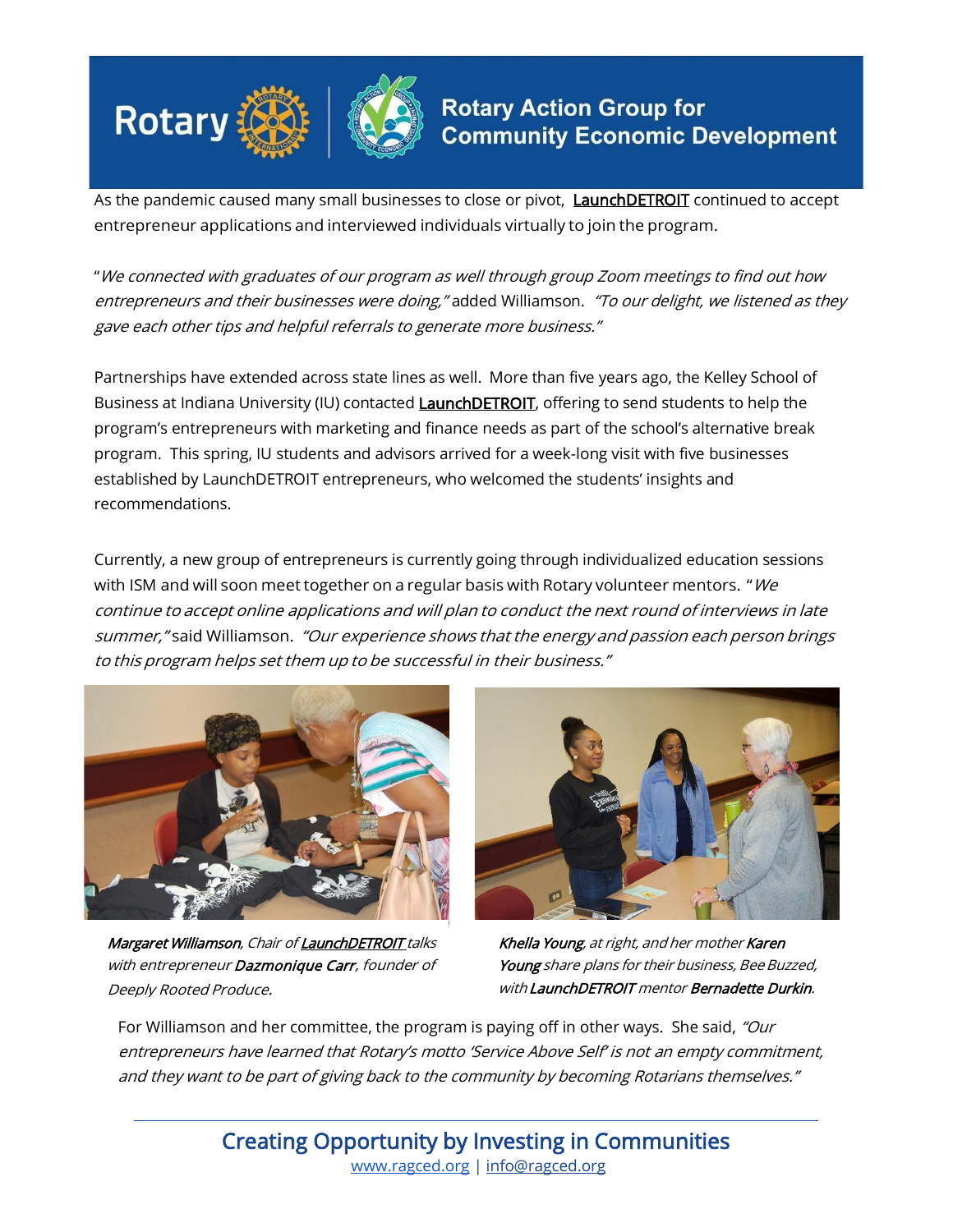# Rotary Action Group for Community Economic Development

As the pandemic caused many small businesses to close or pivot, LaunchDETROIT continued to accept entrepreneur applications and interviewed individuals virtually to join the program.

"*We connected with graduates of our program as well through group Zoom meetings to find out how entrepreneurs and their businesses were doing,"* added Williamson. *"To our delight, we listened as they gave each other tips and helpful referrals to generate more business."*

Partnerships have extended across state lines as well. More than five years ago, the Kelley School of Business at Indiana University (IU) contacted LaunchDETROIT, offering to send students to help the program's entrepreneurs with marketing and finance needs as part of the school's alternative break program. This spring, IU students and advisors arrived for a week-long visit with five businesses established by LaunchDETROIT entrepreneurs, who welcomed the students' insights and recommendations.

Currently, a new group of entrepreneurs is currently going through individualized education sessions with ISM and will soon meet together on a regular basis with Rotary volunteer mentors. "*We continue to accept online applications and will plan to conduct the next round of interviews in late summer,"* said Williamson. *"Our experience shows that the energy and passion each person brings to this program helps set them up to be successful in their business."*

***Margaret Williamson**, Chair of LaunchDETROIT talks with entrepreneur **Dazmonique Carr**, founder of Deeply Rooted Produce.*

***Khella Young**, at right, and her mother **Karen Young** share plans for their business, Bee Buzzed, with **LaunchDETROIT** mentor **Bernadette Durkin**.*

For Williamson and her committee, the program is paying off in other ways. She said, *"Our entrepreneurs have learned that Rotary's motto 'Service Above Self' is not an empty commitment, and they want to be part of giving back to the community by becoming Rotarians themselves."*

---

Creating Opportunity by Investing in Communities

www.ragced.org | info@ragced.org